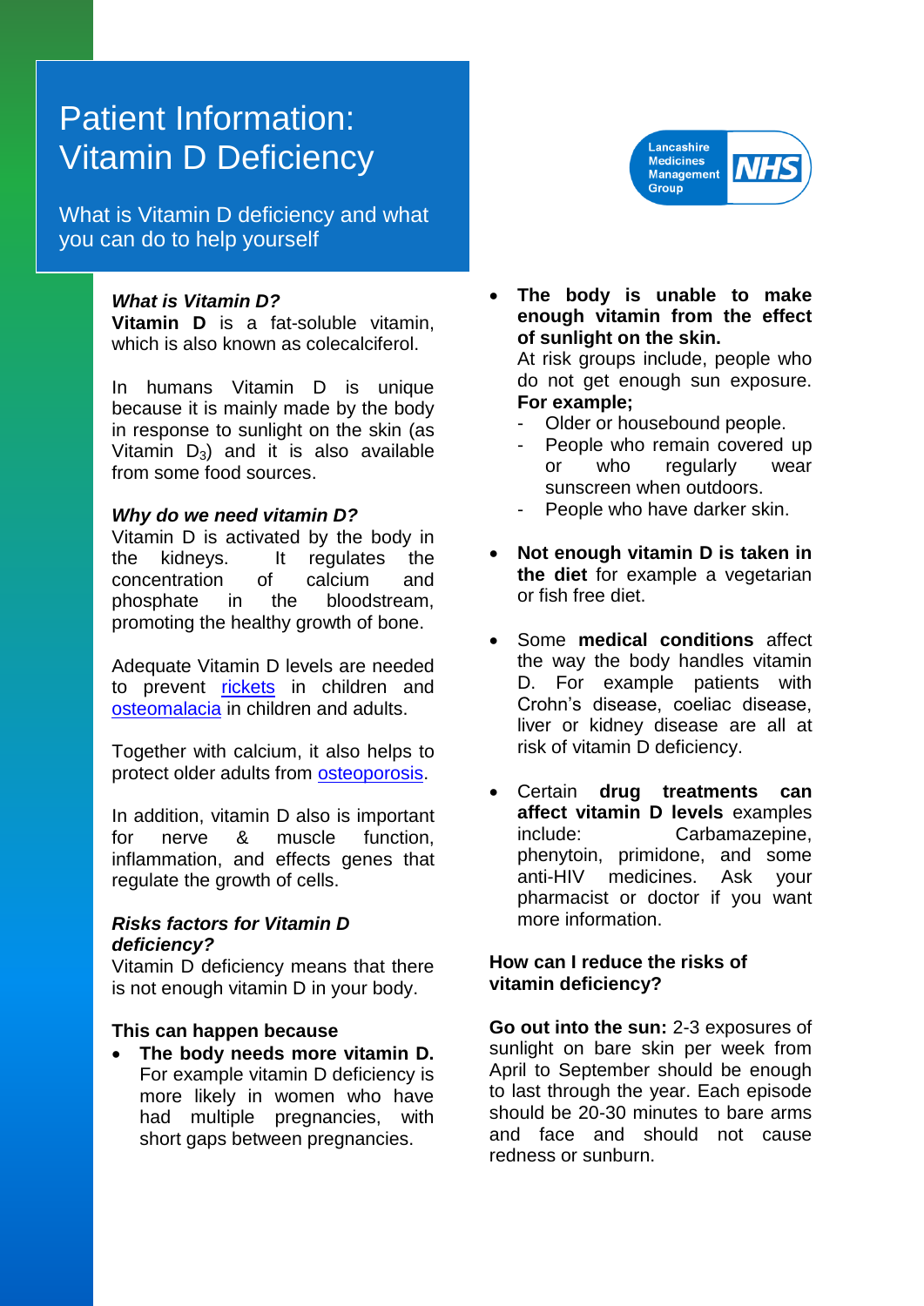# Patient Information: Vitamin D Deficiency

What is Vitamin D deficiency and what you can do to help yourself

Lancashire Medicines Management Group NHS

***What is Vitamin D?***

**Vitamin D** is a fat-soluble vitamin, which is also known as colecalciferol.

In humans Vitamin D is unique because it is mainly made by the body in response to sunlight on the skin (as Vitamin $D_3$) and it is also available from some food sources.

***Why do we need vitamin D?***

Vitamin D is activated by the body in the kidneys. It regulates the concentration of calcium and phosphate in the bloodstream, promoting the healthy growth of bone.

Adequate Vitamin D levels are needed to prevent rickets in children and osteomalacia in children and adults.

Together with calcium, it also helps to protect older adults from osteoporosis.

In addition, vitamin D also is important for nerve & muscle function, inflammation, and effects genes that regulate the growth of cells.

***Risks factors for Vitamin D deficiency?***

Vitamin D deficiency means that there is not enough vitamin D in your body.

**This can happen because**

- **The body needs more vitamin D.** For example vitamin D deficiency is more likely in women who have had multiple pregnancies, with short gaps between pregnancies.
- **The body is unable to make enough vitamin from the effect of sunlight on the skin.** At risk groups include, people who do not get enough sun exposure. **For example;**
  - Older or housebound people.
  - People who remain covered up or who regularly wear sunscreen when outdoors.
  - People who have darker skin.
- **Not enough vitamin D is taken in the diet** for example a vegetarian or fish free diet.
- Some **medical conditions** affect the way the body handles vitamin D. For example patients with Crohn's disease, coeliac disease, liver or kidney disease are all at risk of vitamin D deficiency.
- Certain **drug treatments can affect vitamin D levels** examples include: Carbamazepine, phenytoin, primidone, and some anti-HIV medicines. Ask your pharmacist or doctor if you want more information.

**How can I reduce the risks of vitamin deficiency?**

**Go out into the sun:** 2-3 exposures of sunlight on bare skin per week from April to September should be enough to last through the year. Each episode should be 20-30 minutes to bare arms and face and should not cause redness or sunburn.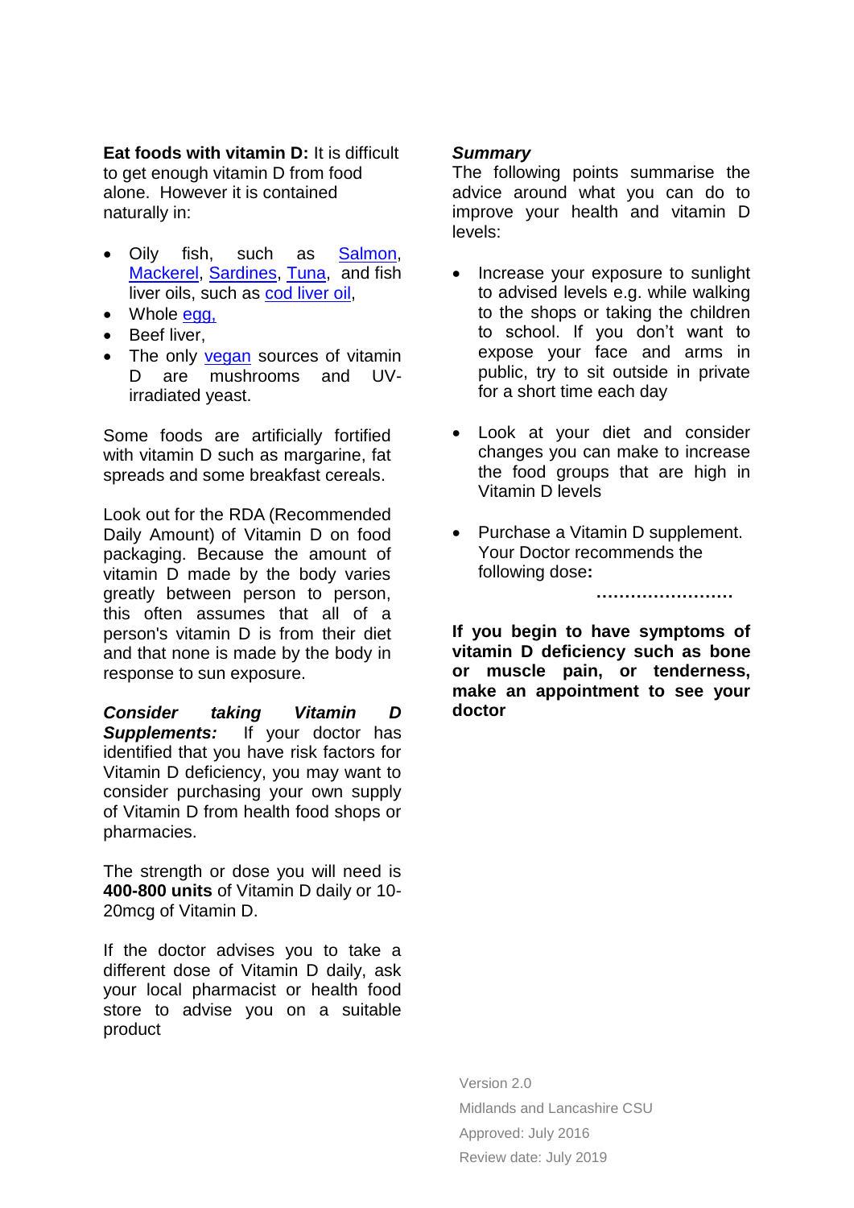**Eat foods with vitamin D:** It is difficult to get enough vitamin D from food alone. However it is contained naturally in:

- Oily fish, such as Salmon, Mackerel, Sardines, Tuna, and fish liver oils, such as cod liver oil,
- Whole egg,
- Beef liver,
- The only vegan sources of vitamin D are mushrooms and UV-irradiated yeast.

Some foods are artificially fortified with vitamin D such as margarine, fat spreads and some breakfast cereals.

Look out for the RDA (Recommended Daily Amount) of Vitamin D on food packaging. Because the amount of vitamin D made by the body varies greatly between person to person, this often assumes that all of a person's vitamin D is from their diet and that none is made by the body in response to sun exposure.

***Consider taking Vitamin D Supplements:*** If your doctor has identified that you have risk factors for Vitamin D deficiency, you may want to consider purchasing your own supply of Vitamin D from health food shops or pharmacies.

The strength or dose you will need is **400-800 units** of Vitamin D daily or 10-20mcg of Vitamin D.

If the doctor advises you to take a different dose of Vitamin D daily, ask your local pharmacist or health food store to advise you on a suitable product

***Summary***

The following points summarise the advice around what you can do to improve your health and vitamin D levels:

- Increase your exposure to sunlight to advised levels e.g. while walking to the shops or taking the children to school. If you don't want to expose your face and arms in public, try to sit outside in private for a short time each day

- Look at your diet and consider changes you can make to increase the food groups that are high in Vitamin D levels

- Purchase a Vitamin D supplement. Your Doctor recommends the following dose**:** ……………………

**If you begin to have symptoms of vitamin D deficiency such as bone or muscle pain, or tenderness, make an appointment to see your doctor**

Version 2.0
Midlands and Lancashire CSU
Approved: July 2016
Review date: July 2019